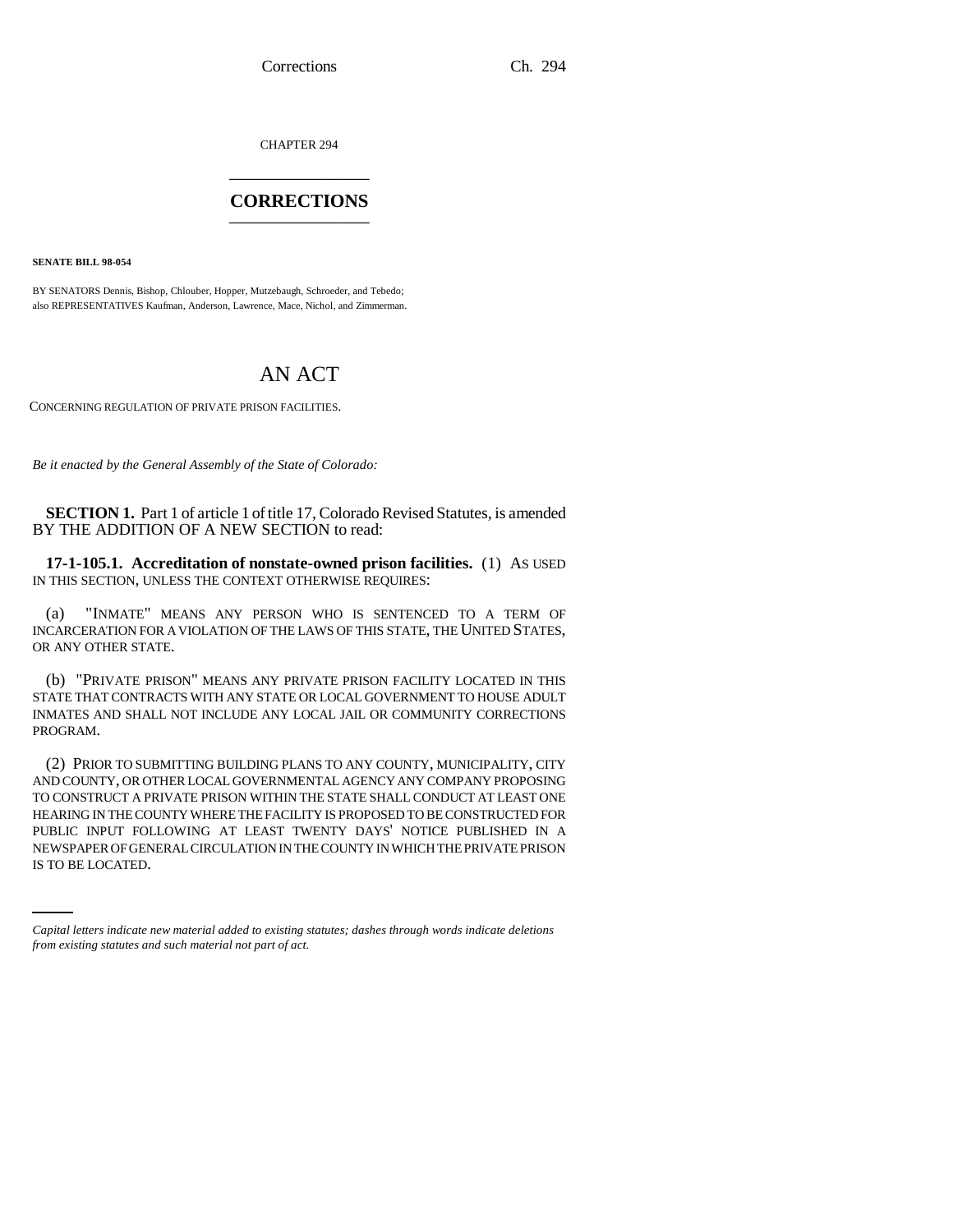CHAPTER 294

# CORRECTIONS

**SENATE BILL 98-054**

BY SENATORS Dennis, Bishop, Chlouber, Hopper, Mutzebaugh, Schroeder, and Tebedo;
also REPRESENTATIVES Kaufman, Anderson, Lawrence, Mace, Nichol, and Zimmerman.

# AN ACT

CONCERNING REGULATION OF PRIVATE PRISON FACILITIES.

*Be it enacted by the General Assembly of the State of Colorado:*

**SECTION 1.** Part 1 of article 1 of title 17, Colorado Revised Statutes, is amended BY THE ADDITION OF A NEW SECTION to read:

**17-1-105.1. Accreditation of nonstate-owned prison facilities.** (1) AS USED IN THIS SECTION, UNLESS THE CONTEXT OTHERWISE REQUIRES:

(a) "INMATE" MEANS ANY PERSON WHO IS SENTENCED TO A TERM OF INCARCERATION FOR A VIOLATION OF THE LAWS OF THIS STATE, THE UNITED STATES, OR ANY OTHER STATE.

(b) "PRIVATE PRISON" MEANS ANY PRIVATE PRISON FACILITY LOCATED IN THIS STATE THAT CONTRACTS WITH ANY STATE OR LOCAL GOVERNMENT TO HOUSE ADULT INMATES AND SHALL NOT INCLUDE ANY LOCAL JAIL OR COMMUNITY CORRECTIONS PROGRAM.

(2) PRIOR TO SUBMITTING BUILDING PLANS TO ANY COUNTY, MUNICIPALITY, CITY AND COUNTY, OR OTHER LOCAL GOVERNMENTAL AGENCY ANY COMPANY PROPOSING TO CONSTRUCT A PRIVATE PRISON WITHIN THE STATE SHALL CONDUCT AT LEAST ONE HEARING IN THE COUNTY WHERE THE FACILITY IS PROPOSED TO BE CONSTRUCTED FOR PUBLIC INPUT FOLLOWING AT LEAST TWENTY DAYS' NOTICE PUBLISHED IN A NEWSPAPER OF GENERAL CIRCULATION IN THE COUNTY IN WHICH THE PRIVATE PRISON IS TO BE LOCATED.

---

*Capital letters indicate new material added to existing statutes; dashes through words indicate deletions from existing statutes and such material not part of act.*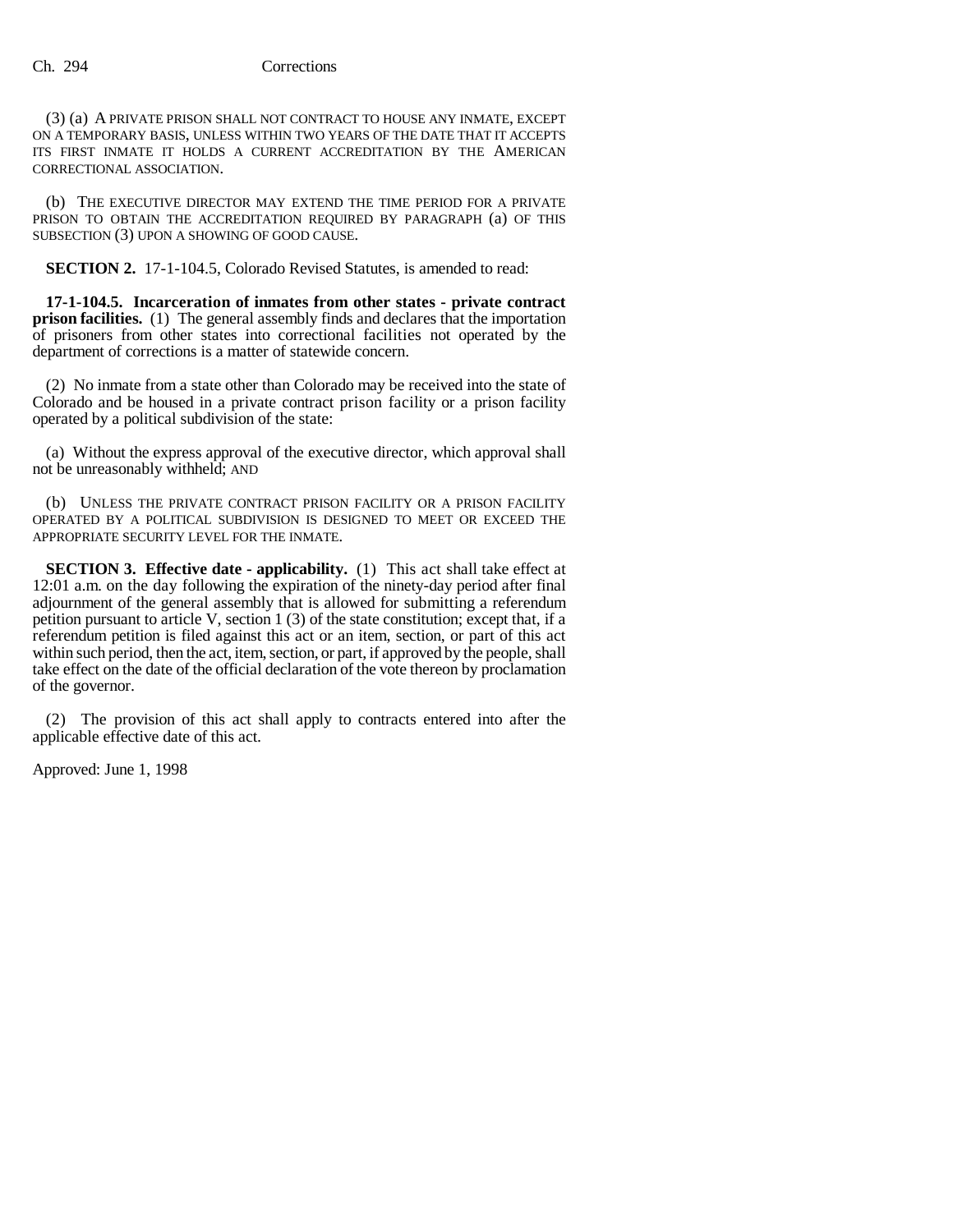(3) (a) A PRIVATE PRISON SHALL NOT CONTRACT TO HOUSE ANY INMATE, EXCEPT ON A TEMPORARY BASIS, UNLESS WITHIN TWO YEARS OF THE DATE THAT IT ACCEPTS ITS FIRST INMATE IT HOLDS A CURRENT ACCREDITATION BY THE AMERICAN CORRECTIONAL ASSOCIATION.

(b) THE EXECUTIVE DIRECTOR MAY EXTEND THE TIME PERIOD FOR A PRIVATE PRISON TO OBTAIN THE ACCREDITATION REQUIRED BY PARAGRAPH (a) OF THIS SUBSECTION (3) UPON A SHOWING OF GOOD CAUSE.

**SECTION 2.** 17-1-104.5, Colorado Revised Statutes, is amended to read:

**17-1-104.5. Incarceration of inmates from other states - private contract prison facilities.** (1) The general assembly finds and declares that the importation of prisoners from other states into correctional facilities not operated by the department of corrections is a matter of statewide concern.

(2) No inmate from a state other than Colorado may be received into the state of Colorado and be housed in a private contract prison facility or a prison facility operated by a political subdivision of the state:

(a) Without the express approval of the executive director, which approval shall not be unreasonably withheld; AND

(b) UNLESS THE PRIVATE CONTRACT PRISON FACILITY OR A PRISON FACILITY OPERATED BY A POLITICAL SUBDIVISION IS DESIGNED TO MEET OR EXCEED THE APPROPRIATE SECURITY LEVEL FOR THE INMATE.

**SECTION 3. Effective date - applicability.** (1) This act shall take effect at 12:01 a.m. on the day following the expiration of the ninety-day period after final adjournment of the general assembly that is allowed for submitting a referendum petition pursuant to article V, section 1 (3) of the state constitution; except that, if a referendum petition is filed against this act or an item, section, or part of this act within such period, then the act, item, section, or part, if approved by the people, shall take effect on the date of the official declaration of the vote thereon by proclamation of the governor.

(2) The provision of this act shall apply to contracts entered into after the applicable effective date of this act.

Approved: June 1, 1998